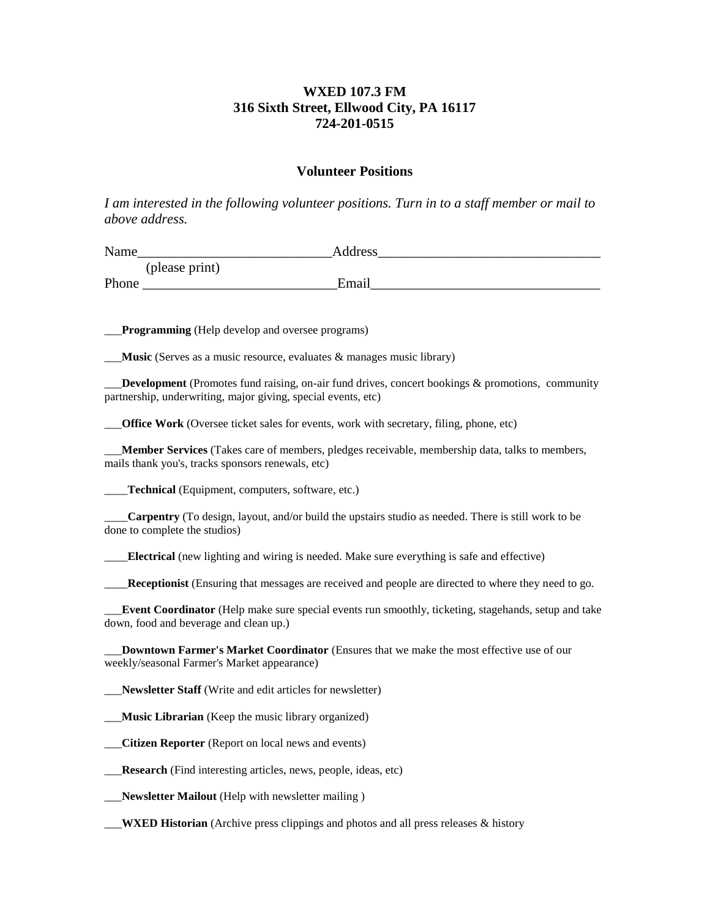**WXED 107.3 FM**
**316 Sixth Street, Ellwood City, PA 16117**
**724-201-0515**

## Volunteer Positions

*I am interested in the following volunteer positions. Turn in to a staff member or mail to above address.*

Name___________________________Address________________________________
(please print)
Phone ___________________________Email_________________________________

___**Programming** (Help develop and oversee programs)

___**Music** (Serves as a music resource, evaluates & manages music library)

___**Development** (Promotes fund raising, on-air fund drives, concert bookings & promotions, community partnership, underwriting, major giving, special events, etc)

___**Office Work** (Oversee ticket sales for events, work with secretary, filing, phone, etc)

___**Member Services** (Takes care of members, pledges receivable, membership data, talks to members, mails thank you's, tracks sponsors renewals, etc)

____**Technical** (Equipment, computers, software, etc.)

____**Carpentry** (To design, layout, and/or build the upstairs studio as needed. There is still work to be done to complete the studios)

____**Electrical** (new lighting and wiring is needed. Make sure everything is safe and effective)

____**Receptionist** (Ensuring that messages are received and people are directed to where they need to go.

___**Event Coordinator** (Help make sure special events run smoothly, ticketing, stagehands, setup and take down, food and beverage and clean up.)

___**Downtown Farmer's Market Coordinator** (Ensures that we make the most effective use of our weekly/seasonal Farmer's Market appearance)

___**Newsletter Staff** (Write and edit articles for newsletter)

___**Music Librarian** (Keep the music library organized)

___**Citizen Reporter** (Report on local news and events)

___**Research** (Find interesting articles, news, people, ideas, etc)

___**Newsletter Mailout** (Help with newsletter mailing )

___**WXED Historian** (Archive press clippings and photos and all press releases & history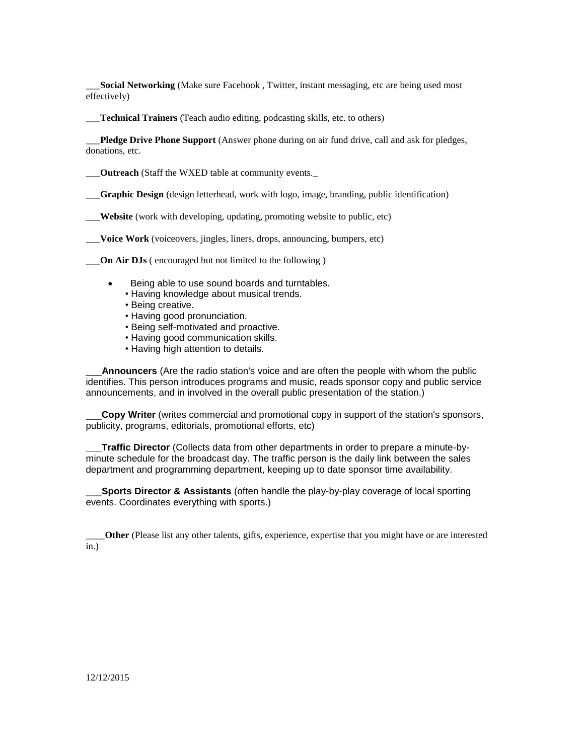___**Social Networking** (Make sure Facebook , Twitter, instant messaging, etc are being used most effectively)

___**Technical Trainers** (Teach audio editing, podcasting skills, etc. to others)

___**Pledge Drive Phone Support** (Answer phone during on air fund drive, call and ask for pledges, donations, etc.

___**Outreach** (Staff the WXED table at community events._

___**Graphic Design** (design letterhead, work with logo, image, branding, public identification)

___**Website** (work with developing, updating, promoting website to public, etc)

___**Voice Work** (voiceovers, jingles, liners, drops, announcing, bumpers, etc)

___**On Air DJs** ( encouraged but not limited to the following )

- Being able to use sound boards and turntables.
- Having knowledge about musical trends.
- Being creative.
- Having good pronunciation.
- Being self-motivated and proactive.
- Having good communication skills.
- Having high attention to details.

___**Announcers** (Are the radio station's voice and are often the people with whom the public identifies. This person introduces programs and music, reads sponsor copy and public service announcements, and in involved in the overall public presentation of the station.)

___**Copy Writer** (writes commercial and promotional copy in support of the station's sponsors, publicity, programs, editorials, promotional efforts, etc)

___**Traffic Director** (Collects data from other departments in order to prepare a minute-by-minute schedule for the broadcast day. The traffic person is the daily link between the sales department and programming department, keeping up to date sponsor time availability.

___**Sports Director & Assistants** (often handle the play-by-play coverage of local sporting events. Coordinates everything with sports.)

____**Other** (Please list any other talents, gifts, experience, expertise that you might have or are interested in.)

12/12/2015